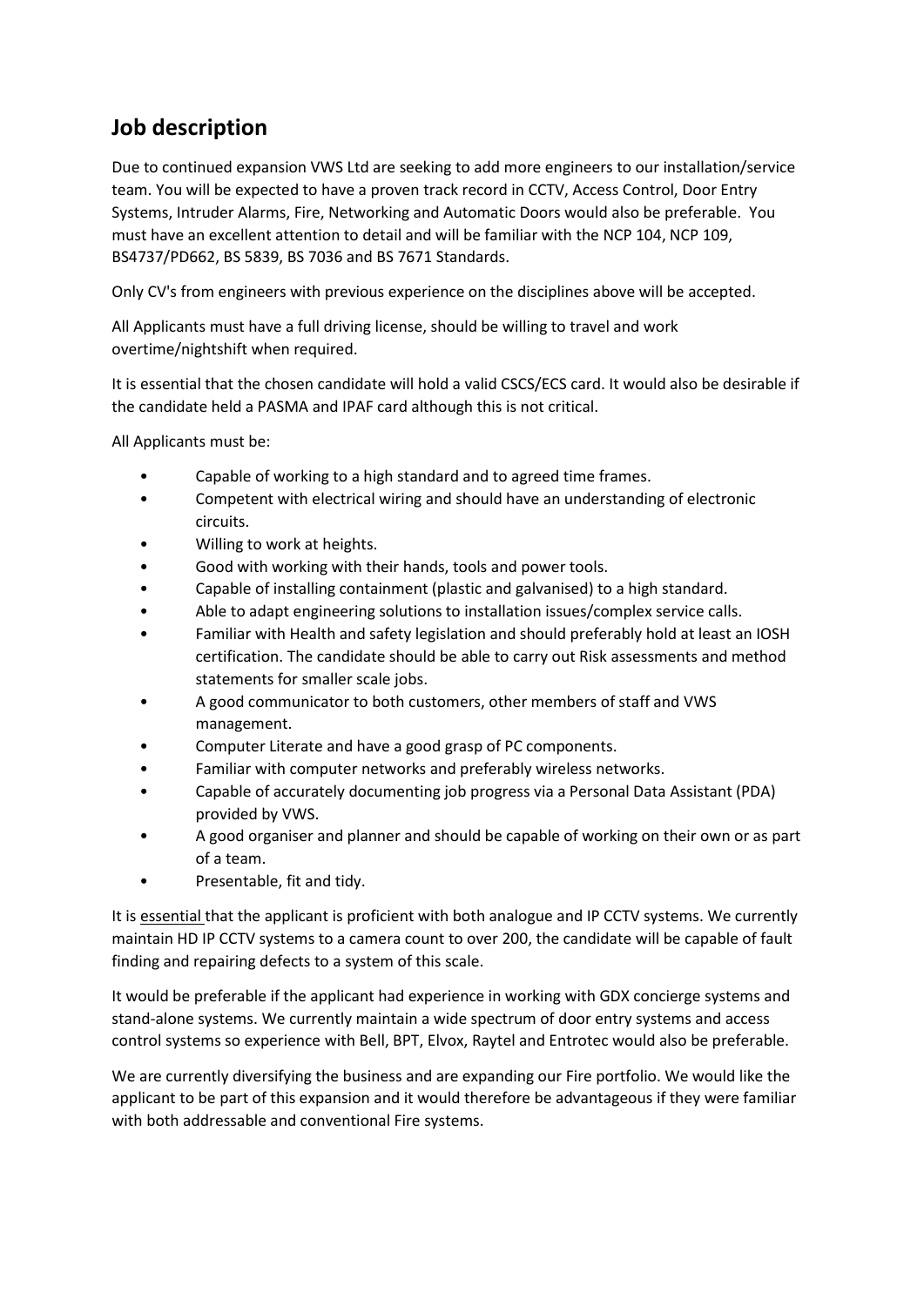## Job description

Due to continued expansion VWS Ltd are seeking to add more engineers to our installation/service team. You will be expected to have a proven track record in CCTV, Access Control, Door Entry Systems, Intruder Alarms, Fire, Networking and Automatic Doors would also be preferable. You must have an excellent attention to detail and will be familiar with the NCP 104, NCP 109, BS4737/PD662, BS 5839, BS 7036 and BS 7671 Standards.

Only CV's from engineers with previous experience on the disciplines above will be accepted.

All Applicants must have a full driving license, should be willing to travel and work overtime/nightshift when required.

It is essential that the chosen candidate will hold a valid CSCS/ECS card. It would also be desirable if the candidate held a PASMA and IPAF card although this is not critical.

All Applicants must be:

- Capable of working to a high standard and to agreed time frames.
- Competent with electrical wiring and should have an understanding of electronic circuits.
- Willing to work at heights.
- Good with working with their hands, tools and power tools.
- Capable of installing containment (plastic and galvanised) to a high standard.
- Able to adapt engineering solutions to installation issues/complex service calls.
- Familiar with Health and safety legislation and should preferably hold at least an IOSH certification. The candidate should be able to carry out Risk assessments and method statements for smaller scale jobs.
- A good communicator to both customers, other members of staff and VWS management.
- Computer Literate and have a good grasp of PC components.
- Familiar with computer networks and preferably wireless networks.
- Capable of accurately documenting job progress via a Personal Data Assistant (PDA) provided by VWS.
- A good organiser and planner and should be capable of working on their own or as part of a team.
- Presentable, fit and tidy.

It is <u>essential</u> that the applicant is proficient with both analogue and IP CCTV systems. We currently maintain HD IP CCTV systems to a camera count to over 200, the candidate will be capable of fault finding and repairing defects to a system of this scale.

It would be preferable if the applicant had experience in working with GDX concierge systems and stand-alone systems. We currently maintain a wide spectrum of door entry systems and access control systems so experience with Bell, BPT, Elvox, Raytel and Entrotec would also be preferable.

We are currently diversifying the business and are expanding our Fire portfolio. We would like the applicant to be part of this expansion and it would therefore be advantageous if they were familiar with both addressable and conventional Fire systems.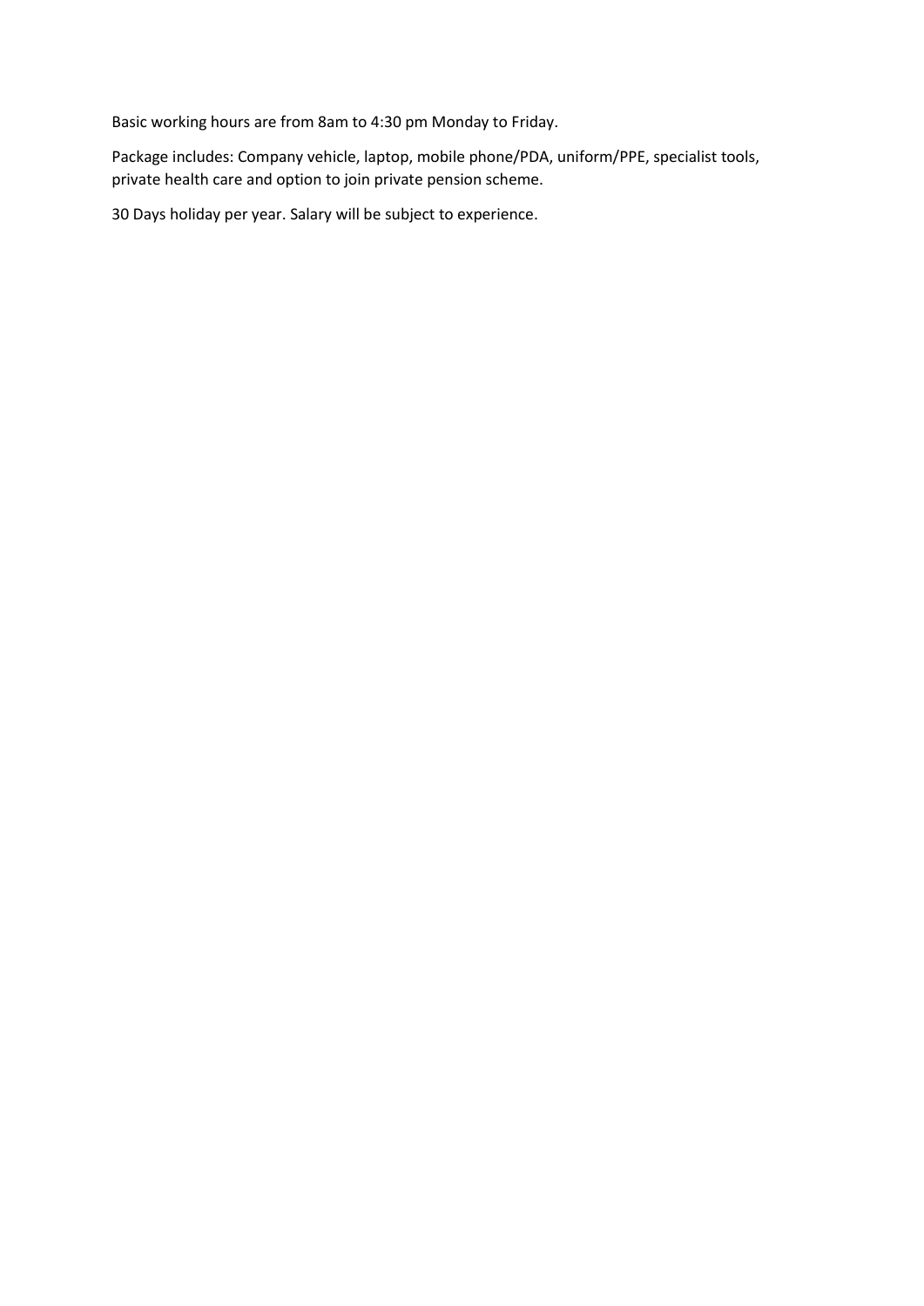Basic working hours are from 8am to 4:30 pm Monday to Friday.

Package includes: Company vehicle, laptop, mobile phone/PDA, uniform/PPE, specialist tools, private health care and option to join private pension scheme.

30 Days holiday per year. Salary will be subject to experience.